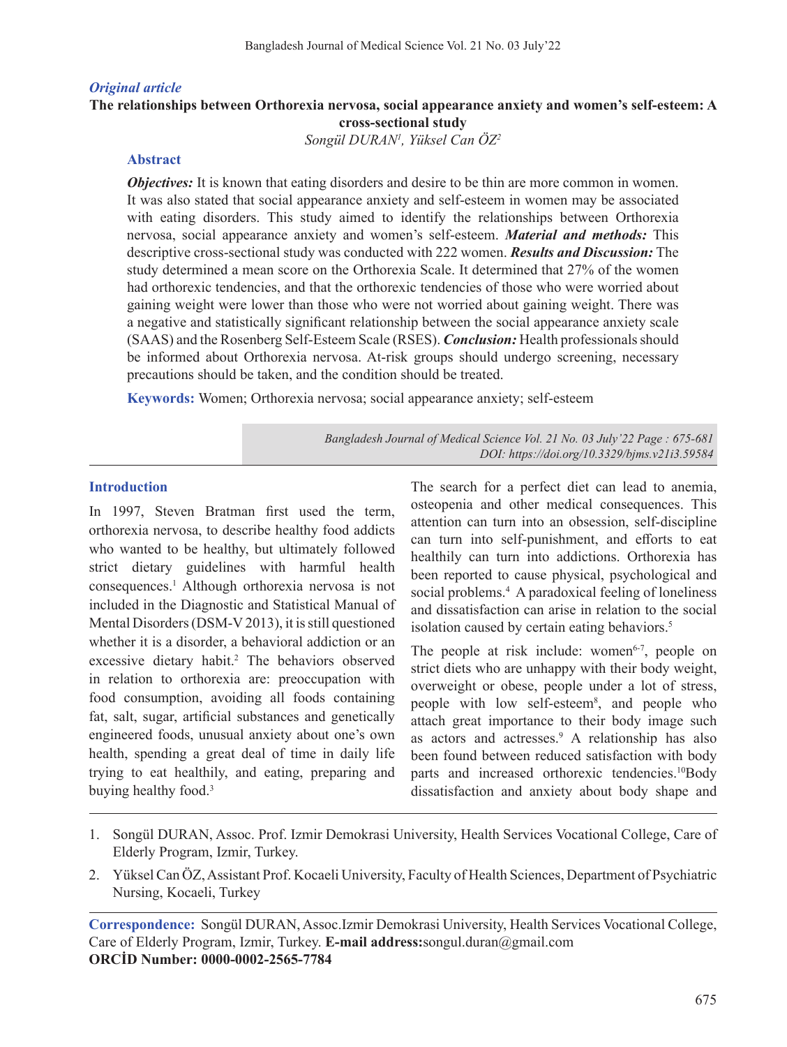*Original article*

# The relationships between Orthorexia nervosa, social appearance anxiety and women's self-esteem: A cross-sectional study

*Songül DURAN[1], Yüksel Can ÖZ[2]*

## Abstract

***Objectives:*** It is known that eating disorders and desire to be thin are more common in women. It was also stated that social appearance anxiety and self-esteem in women may be associated with eating disorders. This study aimed to identify the relationships between Orthorexia nervosa, social appearance anxiety and women's self-esteem. ***Material and methods:*** This descriptive cross-sectional study was conducted with 222 women. ***Results and Discussion:*** The study determined a mean score on the Orthorexia Scale. It determined that 27% of the women had orthorexic tendencies, and that the orthorexic tendencies of those who were worried about gaining weight were lower than those who were not worried about gaining weight. There was a negative and statistically significant relationship between the social appearance anxiety scale (SAAS) and the Rosenberg Self-Esteem Scale (RSES). ***Conclusion:*** Health professionals should be informed about Orthorexia nervosa. At-risk groups should undergo screening, necessary precautions should be taken, and the condition should be treated.

**Keywords:** Women; Orthorexia nervosa; social appearance anxiety; self-esteem

*Bangladesh Journal of Medical Science Vol. 21 No. 03 July'22 Page : 675-681*
*DOI: https://doi.org/10.3329/bjms.v21i3.59584*

## Introduction

In 1997, Steven Bratman first used the term, orthorexia nervosa, to describe healthy food addicts who wanted to be healthy, but ultimately followed strict dietary guidelines with harmful health consequences.[1] Although orthorexia nervosa is not included in the Diagnostic and Statistical Manual of Mental Disorders (DSM-V 2013), it is still questioned whether it is a disorder, a behavioral addiction or an excessive dietary habit.[2] The behaviors observed in relation to orthorexia are: preoccupation with food consumption, avoiding all foods containing fat, salt, sugar, artificial substances and genetically engineered foods, unusual anxiety about one's own health, spending a great deal of time in daily life trying to eat healthily, and eating, preparing and buying healthy food.[3]

The search for a perfect diet can lead to anemia, osteopenia and other medical consequences. This attention can turn into an obsession, self-discipline can turn into self-punishment, and efforts to eat healthily can turn into addictions. Orthorexia has been reported to cause physical, psychological and social problems.[4] A paradoxical feeling of loneliness and dissatisfaction can arise in relation to the social isolation caused by certain eating behaviors.[5]

The people at risk include: women[6-7], people on strict diets who are unhappy with their body weight, overweight or obese, people under a lot of stress, people with low self-esteem[8], and people who attach great importance to their body image such as actors and actresses.[9] A relationship has also been found between reduced satisfaction with body parts and increased orthorexic tendencies.[10] Body dissatisfaction and anxiety about body shape and

---

1. Songül DURAN, Assoc. Prof. Izmir Demokrasi University, Health Services Vocational College, Care of Elderly Program, Izmir, Turkey.
2. Yüksel Can ÖZ, Assistant Prof. Kocaeli University, Faculty of Health Sciences, Department of Psychiatric Nursing, Kocaeli, Turkey

**Correspondence:** Songül DURAN, Assoc.Izmir Demokrasi University, Health Services Vocational College, Care of Elderly Program, Izmir, Turkey. **E-mail address:**songul.duran@gmail.com
**ORCİD Number: 0000-0002-2565-7784**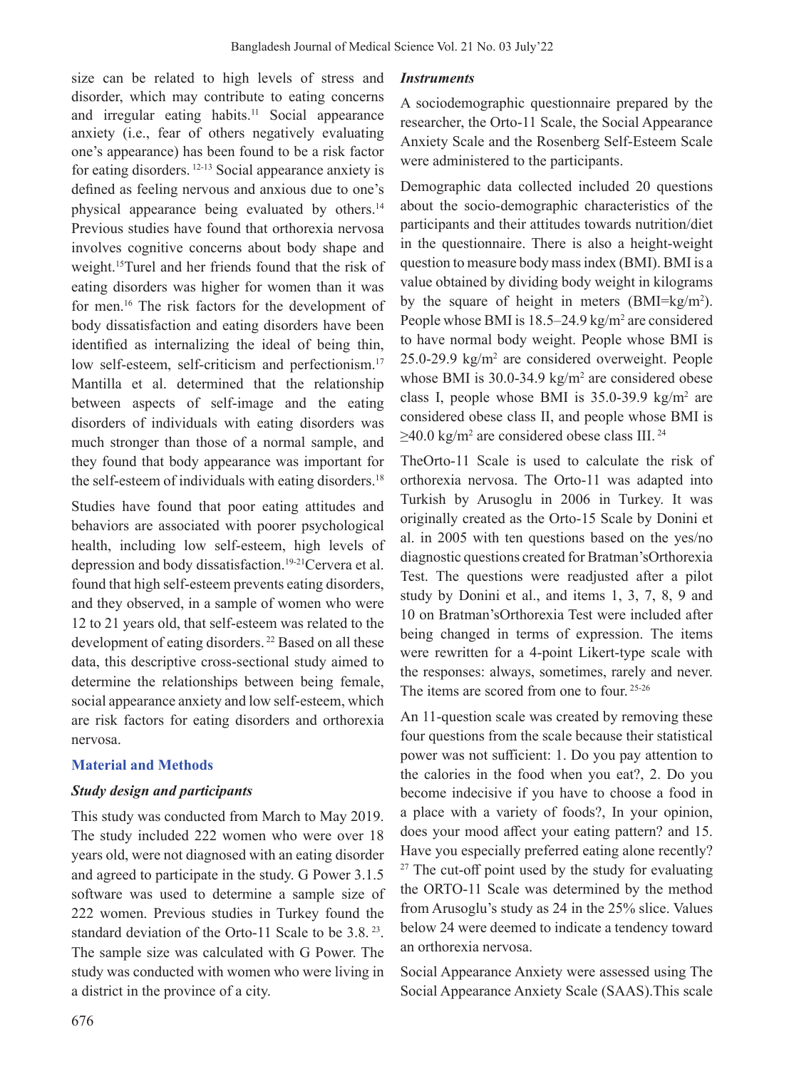size can be related to high levels of stress and disorder, which may contribute to eating concerns and irregular eating habits.[11] Social appearance anxiety (i.e., fear of others negatively evaluating one's appearance) has been found to be a risk factor for eating disorders.[12-13] Social appearance anxiety is defined as feeling nervous and anxious due to one's physical appearance being evaluated by others.[14] Previous studies have found that orthorexia nervosa involves cognitive concerns about body shape and weight.[15]Turel and her friends found that the risk of eating disorders was higher for women than it was for men.[16] The risk factors for the development of body dissatisfaction and eating disorders have been identified as internalizing the ideal of being thin, low self-esteem, self-criticism and perfectionism.[17] Mantilla et al. determined that the relationship between aspects of self-image and the eating disorders of individuals with eating disorders was much stronger than those of a normal sample, and they found that body appearance was important for the self-esteem of individuals with eating disorders.[18]

Studies have found that poor eating attitudes and behaviors are associated with poorer psychological health, including low self-esteem, high levels of depression and body dissatisfaction.[19-21]Cervera et al. found that high self-esteem prevents eating disorders, and they observed, in a sample of women who were 12 to 21 years old, that self-esteem was related to the development of eating disorders.[22] Based on all these data, this descriptive cross-sectional study aimed to determine the relationships between being female, social appearance anxiety and low self-esteem, which are risk factors for eating disorders and orthorexia nervosa.

## Material and Methods

### Study design and participants

This study was conducted from March to May 2019. The study included 222 women who were over 18 years old, were not diagnosed with an eating disorder and agreed to participate in the study. G Power 3.1.5 software was used to determine a sample size of 222 women. Previous studies in Turkey found the standard deviation of the Orto-11 Scale to be 3.8.[23]. The sample size was calculated with G Power. The study was conducted with women who were living in a district in the province of a city.

### Instruments

A sociodemographic questionnaire prepared by the researcher, the Orto-11 Scale, the Social Appearance Anxiety Scale and the Rosenberg Self-Esteem Scale were administered to the participants.

Demographic data collected included 20 questions about the socio-demographic characteristics of the participants and their attitudes towards nutrition/diet in the questionnaire. There is also a height-weight question to measure body mass index (BMI). BMI is a value obtained by dividing body weight in kilograms by the square of height in meters (BMI=kg/m$^2$). People whose BMI is 18.5–24.9 kg/m$^2$ are considered to have normal body weight. People whose BMI is 25.0-29.9 kg/m$^2$ are considered overweight. People whose BMI is 30.0-34.9 kg/m$^2$ are considered obese class I, people whose BMI is 35.0-39.9 kg/m$^2$ are considered obese class II, and people whose BMI is ≥40.0 kg/m$^2$ are considered obese class III.[24]

TheOrto-11 Scale is used to calculate the risk of orthorexia nervosa. The Orto-11 was adapted into Turkish by Arusoglu in 2006 in Turkey. It was originally created as the Orto-15 Scale by Donini et al. in 2005 with ten questions based on the yes/no diagnostic questions created for Bratman'sOrthorexia Test. The questions were readjusted after a pilot study by Donini et al., and items 1, 3, 7, 8, 9 and 10 on Bratman'sOrthorexia Test were included after being changed in terms of expression. The items were rewritten for a 4-point Likert-type scale with the responses: always, sometimes, rarely and never. The items are scored from one to four.[25-26]

An 11-question scale was created by removing these four questions from the scale because their statistical power was not sufficient: 1. Do you pay attention to the calories in the food when you eat?, 2. Do you become indecisive if you have to choose a food in a place with a variety of foods?, In your opinion, does your mood affect your eating pattern? and 15. Have you especially preferred eating alone recently?[27] The cut-off point used by the study for evaluating the ORTO-11 Scale was determined by the method from Arusoglu's study as 24 in the 25% slice. Values below 24 were deemed to indicate a tendency toward an orthorexia nervosa.

Social Appearance Anxiety were assessed using The Social Appearance Anxiety Scale (SAAS).This scale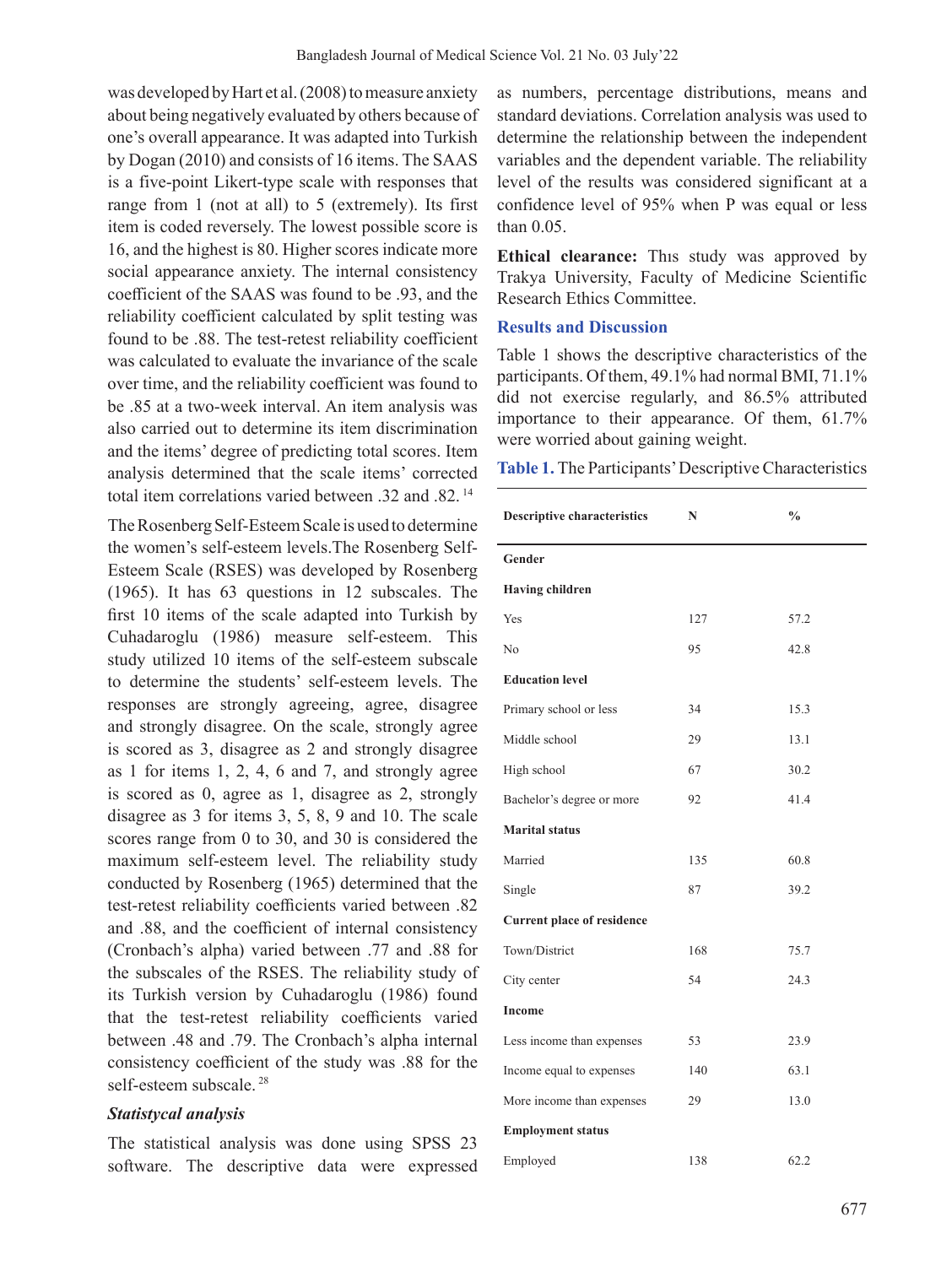was developed by Hart et al. (2008) to measure anxiety about being negatively evaluated by others because of one's overall appearance. It was adapted into Turkish by Dogan (2010) and consists of 16 items. The SAAS is a five-point Likert-type scale with responses that range from 1 (not at all) to 5 (extremely). Its first item is coded reversely. The lowest possible score is 16, and the highest is 80. Higher scores indicate more social appearance anxiety. The internal consistency coefficient of the SAAS was found to be .93, and the reliability coefficient calculated by split testing was found to be .88. The test-retest reliability coefficient was calculated to evaluate the invariance of the scale over time, and the reliability coefficient was found to be .85 at a two-week interval. An item analysis was also carried out to determine its item discrimination and the items' degree of predicting total scores. Item analysis determined that the scale items' corrected total item correlations varied between .32 and .82. [14]

The Rosenberg Self-Esteem Scale is used to determine the women's self-esteem levels.The Rosenberg Self-Esteem Scale (RSES) was developed by Rosenberg (1965). It has 63 questions in 12 subscales. The first 10 items of the scale adapted into Turkish by Cuhadaroglu (1986) measure self-esteem. This study utilized 10 items of the self-esteem subscale to determine the students' self-esteem levels. The responses are strongly agreeing, agree, disagree and strongly disagree. On the scale, strongly agree is scored as 3, disagree as 2 and strongly disagree as 1 for items 1, 2, 4, 6 and 7, and strongly agree is scored as 0, agree as 1, disagree as 2, strongly disagree as 3 for items 3, 5, 8, 9 and 10. The scale scores range from 0 to 30, and 30 is considered the maximum self-esteem level. The reliability study conducted by Rosenberg (1965) determined that the test-retest reliability coefficients varied between .82 and .88, and the coefficient of internal consistency (Cronbach's alpha) varied between .77 and .88 for the subscales of the RSES. The reliability study of its Turkish version by Cuhadaroglu (1986) found that the test-retest reliability coefficients varied between .48 and .79. The Cronbach's alpha internal consistency coefficient of the study was .88 for the self-esteem subscale. [28]

### *Statistycal analysis*

The statistical analysis was done using SPSS 23 software. The descriptive data were expressed as numbers, percentage distributions, means and standard deviations. Correlation analysis was used to determine the relationship between the independent variables and the dependent variable. The reliability level of the results was considered significant at a confidence level of 95% when P was equal or less than 0.05.

**Ethical clearance:** Thıs study was approved by Trakya University, Faculty of Medicine Scientific Research Ethics Committee.

## Results and Discussion

Table 1 shows the descriptive characteristics of the participants. Of them, 49.1% had normal BMI, 71.1% did not exercise regularly, and 86.5% attributed importance to their appearance. Of them, 61.7% were worried about gaining weight.

**Table 1.** The Participants' Descriptive Characteristics

| Descriptive characteristics | N | % |
|---|---|---|
| **Gender** | | |
| **Having children** | | |
| Yes | 127 | 57.2 |
| No | 95 | 42.8 |
| **Education level** | | |
| Primary school or less | 34 | 15.3 |
| Middle school | 29 | 13.1 |
| High school | 67 | 30.2 |
| Bachelor's degree or more | 92 | 41.4 |
| **Marital status** | | |
| Married | 135 | 60.8 |
| Single | 87 | 39.2 |
| **Current place of residence** | | |
| Town/District | 168 | 75.7 |
| City center | 54 | 24.3 |
| **Income** | | |
| Less income than expenses | 53 | 23.9 |
| Income equal to expenses | 140 | 63.1 |
| More income than expenses | 29 | 13.0 |
| **Employment status** | | |
| Employed | 138 | 62.2 |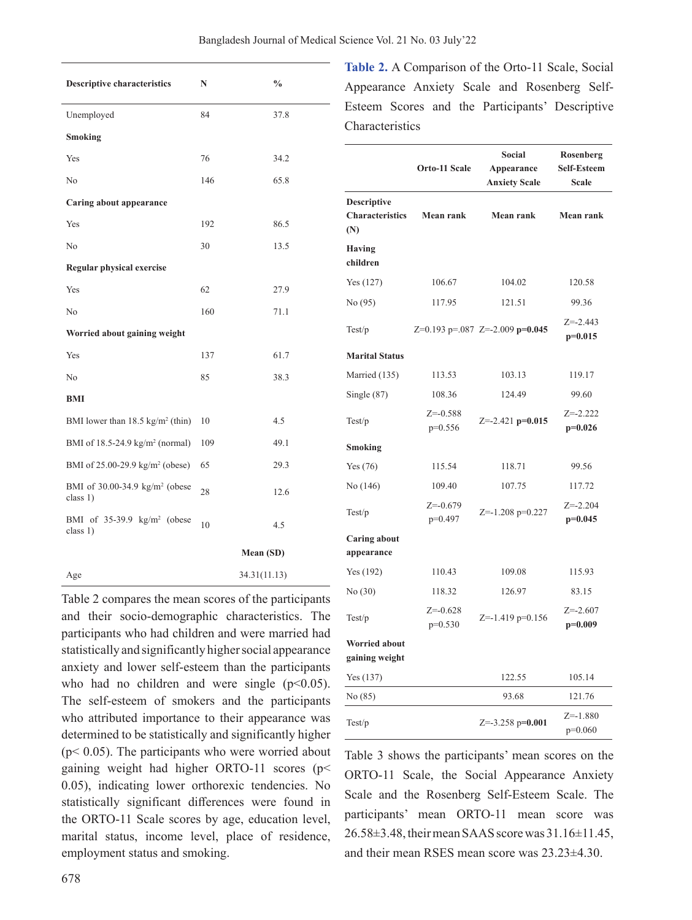| Descriptive characteristics | N | % |
|---|---|---|
| Unemployed | 84 | 37.8 |
| **Smoking** | | |
| Yes | 76 | 34.2 |
| No | 146 | 65.8 |
| **Caring about appearance** | | |
| Yes | 192 | 86.5 |
| No | 30 | 13.5 |
| **Regular physical exercise** | | |
| Yes | 62 | 27.9 |
| No | 160 | 71.1 |
| **Worried about gaining weight** | | |
| Yes | 137 | 61.7 |
| No | 85 | 38.3 |
| **BMI** | | |
| BMI lower than 18.5 kg/m$^2$ (thin) | 10 | 4.5 |
| BMI of 18.5-24.9 kg/m$^2$ (normal) | 109 | 49.1 |
| BMI of 25.00-29.9 kg/m$^2$ (obese) | 65 | 29.3 |
| BMI of 30.00-34.9 kg/m$^2$ (obese class 1) | 28 | 12.6 |
| BMI of 35-39.9 kg/m$^2$ (obese class 1) | 10 | 4.5 |
| | **Mean (SD)** | |
| Age | 34.31(11.13) | |

Table 2 compares the mean scores of the participants and their socio-demographic characteristics. The participants who had children and were married had statistically and significantly higher social appearance anxiety and lower self-esteem than the participants who had no children and were single ($p<0.05$). The self-esteem of smokers and the participants who attributed importance to their appearance was determined to be statistically and significantly higher ($p< 0.05$). The participants who were worried about gaining weight had higher ORTO-11 scores ($p< 0.05$), indicating lower orthorexic tendencies. No statistically significant differences were found in the ORTO-11 Scale scores by age, education level, marital status, income level, place of residence, employment status and smoking.

**Table 2.** A Comparison of the Orto-11 Scale, Social Appearance Anxiety Scale and Rosenberg Self-Esteem Scores and the Participants' Descriptive Characteristics

| | Orto-11 Scale | Social Appearance Anxiety Scale | Rosenberg Self-Esteem Scale |
|---|---|---|---|
| **Descriptive Characteristics (N)** | **Mean rank** | **Mean rank** | **Mean rank** |
| **Having children** | | | |
| Yes (127) | 106.67 | 104.02 | 120.58 |
| No (95) | 117.95 | 121.51 | 99.36 |
| Test/p | Z=0.193 p=.087 | Z=-2.009 **p=0.045** | Z=-2.443 **p=0.015** |
| **Marital Status** | | | |
| Married (135) | 113.53 | 103.13 | 119.17 |
| Single (87) | 108.36 | 124.49 | 99.60 |
| Test/p | Z=-0.588 p=0.556 | Z=-2.421 **p=0.015** | Z=-2.222 **p=0.026** |
| **Smoking** | | | |
| Yes (76) | 115.54 | 118.71 | 99.56 |
| No (146) | 109.40 | 107.75 | 117.72 |
| Test/p | Z=-0.679 p=0.497 | Z=-1.208 p=0.227 | Z=-2.204 **p=0.045** |
| **Caring about appearance** | | | |
| Yes (192) | 110.43 | 109.08 | 115.93 |
| No (30) | 118.32 | 126.97 | 83.15 |
| Test/p | Z=-0.628 p=0.530 | Z=-1.419 p=0.156 | Z=-2.607 **p=0.009** |
| **Worried about gaining weight** | | | |
| Yes (137) | | 122.55 | 105.14 |
| No (85) | | 93.68 | 121.76 |
| Test/p | | Z=-3.258 p=**0.001** | Z=-1.880 p=0.060 |

Table 3 shows the participants' mean scores on the ORTO-11 Scale, the Social Appearance Anxiety Scale and the Rosenberg Self-Esteem Scale. The participants' mean ORTO-11 mean score was 26.58±3.48, their mean SAAS score was 31.16±11.45, and their mean RSES mean score was 23.23±4.30.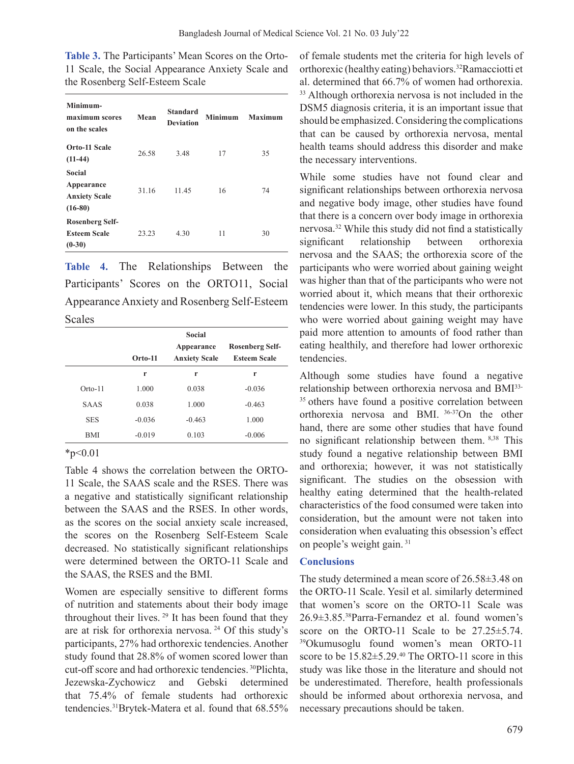**Table 3.** The Participants' Mean Scores on the Orto-11 Scale, the Social Appearance Anxiety Scale and the Rosenberg Self-Esteem Scale

| Minimum-maximum scores on the scales | Mean | Standard Deviation | Minimum | Maximum |
|---|---|---|---|---|
| Orto-11 Scale (11-44) | 26.58 | 3.48 | 17 | 35 |
| Social Appearance Anxiety Scale (16-80) | 31.16 | 11.45 | 16 | 74 |
| Rosenberg Self-Esteem Scale (0-30) | 23.23 | 4.30 | 11 | 30 |

**Table 4.** The Relationships Between the Participants' Scores on the ORTO11, Social Appearance Anxiety and Rosenberg Self-Esteem Scales

| | Orto-11 | Social Appearance Anxiety Scale | Rosenberg Self-Esteem Scale |
|---|---|---|---|
| | r | r | r |
| Orto-11 | 1.000 | 0.038 | -0.036 |
| SAAS | 0.038 | 1.000 | -0.463 |
| SES | -0.036 | -0.463 | 1.000 |
| BMI | -0.019 | 0.103 | -0.006 |

*p<0.01

Table 4 shows the correlation between the ORTO-11 Scale, the SAAS scale and the RSES. There was a negative and statistically significant relationship between the SAAS and the RSES. In other words, as the scores on the social anxiety scale increased, the scores on the Rosenberg Self-Esteem Scale decreased. No statistically significant relationships were determined between the ORTO-11 Scale and the SAAS, the RSES and the BMI.

Women are especially sensitive to different forms of nutrition and statements about their body image throughout their lives. [29] It has been found that they are at risk for orthorexia nervosa. [24] Of this study's participants, 27% had orthorexic tendencies. Another study found that 28.8% of women scored lower than cut-off score and had orthorexic tendencies. [30]Plichta, Jezewska-Zychowicz and Gebski determined that 75.4% of female students had orthorexic tendencies.[31]Brytek-Matera et al. found that 68.55% of female students met the criteria for high levels of orthorexic (healthy eating) behaviors.[32]Ramacciotti et al. determined that 66.7% of women had orthorexia. [33] Although orthorexia nervosa is not included in the DSM5 diagnosis criteria, it is an important issue that should be emphasized. Considering the complications that can be caused by orthorexia nervosa, mental health teams should address this disorder and make the necessary interventions.

While some studies have not found clear and significant relationships between orthorexia nervosa and negative body image, other studies have found that there is a concern over body image in orthorexia nervosa.[32] While this study did not find a statistically significant relationship between orthorexia nervosa and the SAAS; the orthorexia score of the participants who were worried about gaining weight was higher than that of the participants who were not worried about it, which means that their orthorexic tendencies were lower. In this study, the participants who were worried about gaining weight may have paid more attention to amounts of food rather than eating healthily, and therefore had lower orthorexic tendencies.

Although some studies have found a negative relationship between orthorexia nervosa and BMI[33-35] others have found a positive correlation between orthorexia nervosa and BMI. [36-37]On the other hand, there are some other studies that have found no significant relationship between them. [8,38] This study found a negative relationship between BMI and orthorexia; however, it was not statistically significant. The studies on the obsession with healthy eating determined that the health-related characteristics of the food consumed were taken into consideration, but the amount were not taken into consideration when evaluating this obsession's effect on people's weight gain. [31]

## Conclusions

The study determined a mean score of 26.58±3.48 on the ORTO-11 Scale. Yesil et al. similarly determined that women's score on the ORTO-11 Scale was 26.9±3.85.[38]Parra-Fernandez et al. found women's score on the ORTO-11 Scale to be 27.25±5.74. [39]Okumusoglu found women's mean ORTO-11 score to be 15.82±5.29.[40] The ORTO-11 score in this study was like those in the literature and should not be underestimated. Therefore, health professionals should be informed about orthorexia nervosa, and necessary precautions should be taken.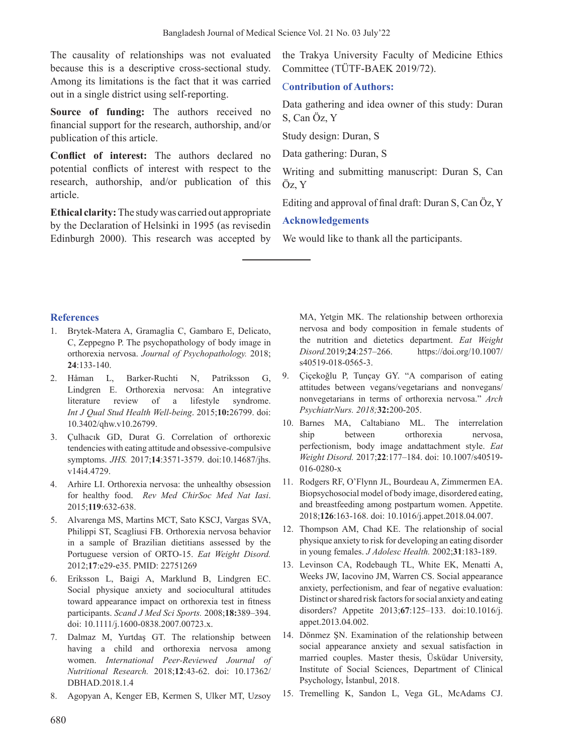The causality of relationships was not evaluated because this is a descriptive cross-sectional study. Among its limitations is the fact that it was carried out in a single district using self-reporting.

**Source of funding:** The authors received no financial support for the research, authorship, and/or publication of this article.

**Conflict of interest:** The authors declared no potential conflicts of interest with respect to the research, authorship, and/or publication of this article.

**Ethical clarity:** The study was carried out appropriate by the Declaration of Helsinki in 1995 (as revisedin Edinburgh 2000). This research was accepted by the Trakya University Faculty of Medicine Ethics Committee (TÜTF-BAEK 2019/72).

## Contribution of Authors:

Data gathering and idea owner of this study: Duran S, Can Öz, Y

Study design: Duran, S

Data gathering: Duran, S

Writing and submitting manuscript: Duran S, Can Öz, Y

Editing and approval of final draft: Duran S, Can Öz, Y

## Acknowledgements

We would like to thank all the participants.

## References

1. Brytek-Matera A, Gramaglia C, Gambaro E, Delicato, C, Zeppegno P. The psychopathology of body image in orthorexia nervosa. *Journal of Psychopathology.* 2018; **24**:133-140.
2. Håman L, Barker-Ruchti N, Patriksson G, Lindgren E. Orthorexia nervosa: An integrative literature review of a lifestyle syndrome. *Int J Qual Stud Health Well-being*. 2015;**10:**26799. doi: 10.3402/qhw.v10.26799.
3. Çulhacık GD, Durat G. Correlation of orthorexic tendencies with eating attitude and obsessive-compulsive symptoms. *JHS.* 2017;**14**:3571-3579. doi:10.14687/jhs.v14i4.4729.
4. Arhire LI. Orthorexia nervosa: the unhealthy obsession for healthy food. *Rev Med ChirSoc Med Nat Iasi*. 2015;**119**:632-638.
5. Alvarenga MS, Martins MCT, Sato KSCJ, Vargas SVA, Philippi ST, Scagliusi FB. Orthorexia nervosa behavior in a sample of Brazilian dietitians assessed by the Portuguese version of ORTO-15. *Eat Weight Disord.* 2012;**17**:e29-e35. PMID: 22751269
6. Eriksson L, Baigi A, Marklund B, Lindgren EC. Social physique anxiety and sociocultural attitudes toward appearance impact on orthorexia test in fitness participants. *Scand J Med Sci Sports.* 2008;**18:**389–394. doi: 10.1111/j.1600-0838.2007.00723.x.
7. Dalmaz M, Yurtdaş GT. The relationship between having a child and orthorexia nervosa among women. *International Peer-Reviewed Journal of Nutritional Research.* 2018;**12**:43-62. doi: 10.17362/DBHAD.2018.1.4
8. Agopyan A, Kenger EB, Kermen S, Ulker MT, Uzsoy MA, Yetgin MK. The relationship between orthorexia nervosa and body composition in female students of the nutrition and dietetics department. *Eat Weight Disord.*2019;**24**:257–266. https://doi.org/10.1007/s40519-018-0565-3.
9. Çiçekoğlu P, Tunçay GY. "A comparison of eating attitudes between vegans/vegetarians and nonvegans/nonvegetarians in terms of orthorexia nervosa." *Arch PsychiatrNurs. 2018;***32:**200-205.
10. Barnes MA, Caltabiano ML. The interrelation ship between orthorexia nervosa, perfectionism, body image andattachment style. *Eat Weight Disord.* 2017;**22**:177–184. doi: 10.1007/s40519-016-0280-x
11. Rodgers RF, O'Flynn JL, Bourdeau A, Zimmermen EA. Biopsychosocial model of body image, disordered eating, and breastfeeding among postpartum women. Appetite. 2018;**126**:163-168. doi: 10.1016/j.appet.2018.04.007.
12. Thompson AM, Chad KE. The relationship of social physique anxiety to risk for developing an eating disorder in young females. *J Adolesc Health.* 2002;**31**:183-189.
13. Levinson CA, Rodebaugh TL, White EK, Menatti A, Weeks JW, Iacovino JM, Warren CS. Social appearance anxiety, perfectionism, and fear of negative evaluation: Distinct or shared risk factors for social anxiety and eating disorders? Appetite 2013;**67**:125–133. doi:10.1016/j.appet.2013.04.002.
14. Dönmez ŞN. Examination of the relationship between social appearance anxiety and sexual satisfaction in married couples. Master thesis, Üsküdar University, Institute of Social Sciences, Department of Clinical Psychology, İstanbul, 2018.
15. Tremelling K, Sandon L, Vega GL, McAdams CJ.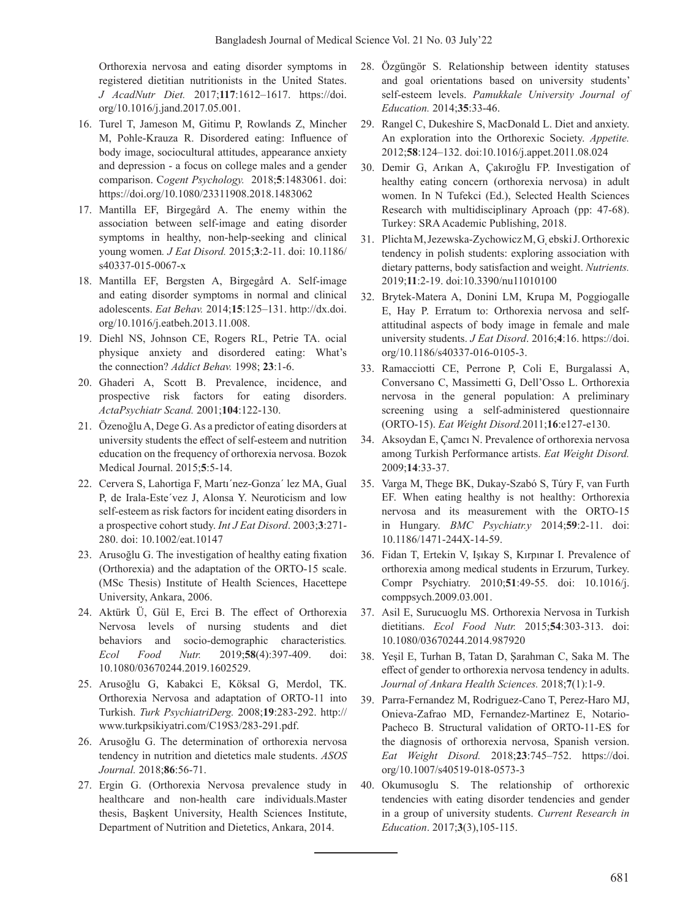Orthorexia nervosa and eating disorder symptoms in registered dietitian nutritionists in the United States. *J AcadNutr Diet.* 2017;**117**:1612–1617. https://doi.org/10.1016/j.jand.2017.05.001.

16. Turel T, Jameson M, Gitimu P, Rowlands Z, Mincher M, Pohle-Krauza R. Disordered eating: Influence of body image, sociocultural attitudes, appearance anxiety and depression - a focus on college males and a gender comparison. C*ogent Psychology.* 2018;**5**:1483061. doi: https://doi.org/10.1080/23311908.2018.1483062
17. Mantilla EF, Birgegård A. The enemy within the association between self-image and eating disorder symptoms in healthy, non-help-seeking and clinical young women*. J Eat Disord.* 2015;**3**:2-11. doi: 10.1186/s40337-015-0067-x
18. Mantilla EF, Bergsten A, Birgegård A. Self-image and eating disorder symptoms in normal and clinical adolescents. *Eat Behav.* 2014;**15**:125–131. http://dx.doi.org/10.1016/j.eatbeh.2013.11.008.
19. Diehl NS, Johnson CE, Rogers RL, Petrie TA. ocial physique anxiety and disordered eating: What's the connection? *Addict Behav.* 1998; **23**:1-6.
20. Ghaderi A, Scott B. Prevalence, incidence, and prospective risk factors for eating disorders. *ActaPsychiatr Scand.* 2001;**104**:122-130.
21. Özenoğlu A, Dege G. As a predictor of eating disorders at university students the effect of self-esteem and nutrition education on the frequency of orthorexia nervosa. Bozok Medical Journal. 2015;**5**:5-14.
22. Cervera S, Lahortiga F, Martı´nez-Gonza´ lez MA, Gual P, de Irala-Este´vez J, Alonsa Y. Neuroticism and low self-esteem as risk factors for incident eating disorders in a prospective cohort study. *Int J Eat Disord*. 2003;**3**:271-280. doi: 10.1002/eat.10147
23. Arusoğlu G. The investigation of healthy eating fixation (Orthorexia) and the adaptation of the ORTO-15 scale. (MSc Thesis) Institute of Health Sciences, Hacettepe University, Ankara, 2006.
24. Aktürk Ü, Gül E, Erci B. The effect of Orthorexia Nervosa levels of nursing students and diet behaviors and socio-demographic characteristics*. Ecol Food Nutr.* 2019;**58**(4):397-409. doi: 10.1080/03670244.2019.1602529.
25. Arusoğlu G, Kabakci E, Köksal G, Merdol, TK. Orthorexia Nervosa and adaptation of ORTO-11 into Turkish. *Turk PsychiatriDerg.* 2008;**19**:283-292. http://www.turkpsikiyatri.com/C19S3/283-291.pdf.
26. Arusoğlu G. The determination of orthorexia nervosa tendency in nutrition and dietetics male students. *ASOS Journal.* 2018;**86**:56-71.
27. Ergin G. (Orthorexia Nervosa prevalence study in healthcare and non-health care individuals.Master thesis, Başkent University, Health Sciences Institute, Department of Nutrition and Dietetics, Ankara, 2014.
28. Özgüngör S. Relationship between identity statuses and goal orientations based on university students' self-esteem levels. *Pamukkale University Journal of Education.* 2014;**35**:33-46.
29. Rangel C, Dukeshire S, MacDonald L. Diet and anxiety. An exploration into the Orthorexic Society. *Appetite.* 2012;**58**:124–132. doi:10.1016/j.appet.2011.08.024
30. Demir G, Arıkan A, Çakıroğlu FP. Investigation of healthy eating concern (orthorexia nervosa) in adult women. In N Tufekci (Ed.), Selected Health Sciences Research with multidisciplinary Aproach (pp: 47-68). Turkey: SRA Academic Publishing, 2018.
31. Plichta M, Jezewska-Zychowicz M, G ̨ebski J. Orthorexic tendency in polish students: exploring association with dietary patterns, body satisfaction and weight. *Nutrients.* 2019;**11**:2-19. doi:10.3390/nu11010100
32. Brytek-Matera A, Donini LM, Krupa M, Poggiogalle E, Hay P. Erratum to: Orthorexia nervosa and self-attitudinal aspects of body image in female and male university students. *J Eat Disord*. 2016;**4**:16. https://doi.org/10.1186/s40337-016-0105-3.
33. Ramacciotti CE, Perrone P, Coli E, Burgalassi A, Conversano C, Massimetti G, Dell'Osso L. Orthorexia nervosa in the general population: A preliminary screening using a self-administered questionnaire (ORTO-15). *Eat Weight Disord.*2011;**16**:e127-e130.
34. Aksoydan E, Çamcı N. Prevalence of orthorexia nervosa among Turkish Performance artists. *Eat Weight Disord.* 2009;**14**:33-37.
35. Varga M, Thege BK, Dukay-Szabó S, Túry F, van Furth EF. When eating healthy is not healthy: Orthorexia nervosa and its measurement with the ORTO-15 in Hungary. *BMC Psychiatr.y* 2014;**59**:2-11. doi: 10.1186/1471-244X-14-59.
36. Fidan T, Ertekin V, Işıkay S, Kırpınar I. Prevalence of orthorexia among medical students in Erzurum, Turkey. Compr Psychiatry. 2010;**51**:49-55. doi: 10.1016/j.comppsych.2009.03.001.
37. Asil E, Surucuoglu MS. Orthorexia Nervosa in Turkish dietitians. *Ecol Food Nutr.* 2015;**54**:303-313. doi: 10.1080/03670244.2014.987920
38. Yeşil E, Turhan B, Tatan D, Şarahman C, Saka M. The effect of gender to orthorexia nervosa tendency in adults. *Journal of Ankara Health Sciences.* 2018;**7**(1):1-9.
39. Parra-Fernandez M, Rodriguez-Cano T, Perez-Haro MJ, Onieva-Zafrao MD, Fernandez-Martinez E, Notario-Pacheco B. Structural validation of ORTO-11-ES for the diagnosis of orthorexia nervosa, Spanish version. *Eat Weight Disord.* 2018;**23**:745–752. https://doi.org/10.1007/s40519-018-0573-3
40. Okumusoglu S. The relationship of orthorexic tendencies with eating disorder tendencies and gender in a group of university students. *Current Research in Education*. 2017;**3**(3),105-115.